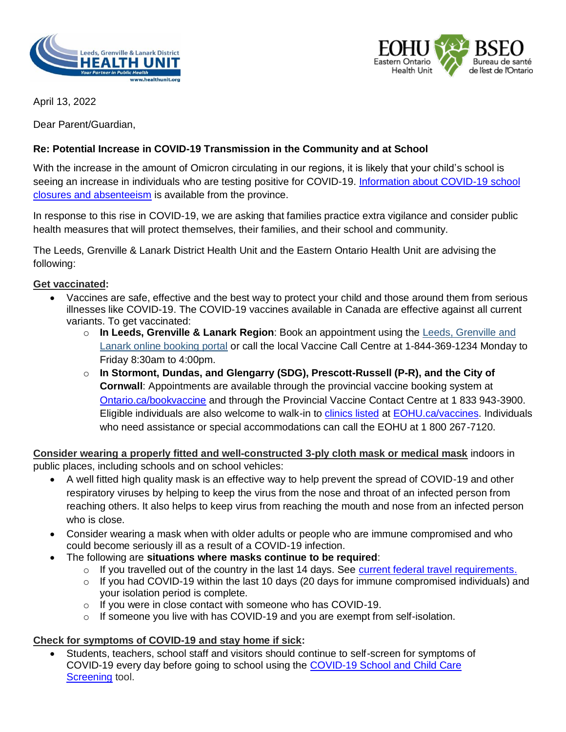Leeds, Grenville & Lanark District HEALTH UNIT
Your Partner in Public Health
www.healthunit.org

EOHU Eastern Ontario Health Unit | BSEO Bureau de santé de l'est de l'Ontario

April 13, 2022

Dear Parent/Guardian,

**Re: Potential Increase in COVID-19 Transmission in the Community and at School**

With the increase in the amount of Omicron circulating in our regions, it is likely that your child's school is seeing an increase in individuals who are testing positive for COVID-19. Information about COVID-19 school closures and absenteeism is available from the province.

In response to this rise in COVID-19, we are asking that families practice extra vigilance and consider public health measures that will protect themselves, their families, and their school and community.

The Leeds, Grenville & Lanark District Health Unit and the Eastern Ontario Health Unit are advising the following:

**Get vaccinated:**

- Vaccines are safe, effective and the best way to protect your child and those around them from serious illnesses like COVID-19. The COVID-19 vaccines available in Canada are effective against all current variants. To get vaccinated:
  - **In Leeds, Grenville & Lanark Region**: Book an appointment using the Leeds, Grenville and Lanark online booking portal or call the local Vaccine Call Centre at 1-844-369-1234 Monday to Friday 8:30am to 4:00pm.
  - **In Stormont, Dundas, and Glengarry (SDG), Prescott-Russell (P-R), and the City of Cornwall**: Appointments are available through the provincial vaccine booking system at Ontario.ca/bookvaccine and through the Provincial Vaccine Contact Centre at 1 833 943-3900. Eligible individuals are also welcome to walk-in to clinics listed at EOHU.ca/vaccines. Individuals who need assistance or special accommodations can call the EOHU at 1 800 267-7120.

**Consider wearing a properly fitted and well-constructed 3-ply cloth mask or medical mask** indoors in public places, including schools and on school vehicles:

- A well fitted high quality mask is an effective way to help prevent the spread of COVID-19 and other respiratory viruses by helping to keep the virus from the nose and throat of an infected person from reaching others. It also helps to keep virus from reaching the mouth and nose from an infected person who is close.
- Consider wearing a mask when with older adults or people who are immune compromised and who could become seriously ill as a result of a COVID-19 infection.
- The following are **situations where masks continue to be required**:
  - If you travelled out of the country in the last 14 days. See current federal travel requirements.
  - If you had COVID-19 within the last 10 days (20 days for immune compromised individuals) and your isolation period is complete.
  - If you were in close contact with someone who has COVID-19.
  - If someone you live with has COVID-19 and you are exempt from self-isolation.

**Check for symptoms of COVID-19 and stay home if sick:**

- Students, teachers, school staff and visitors should continue to self-screen for symptoms of COVID-19 every day before going to school using the COVID-19 School and Child Care Screening tool.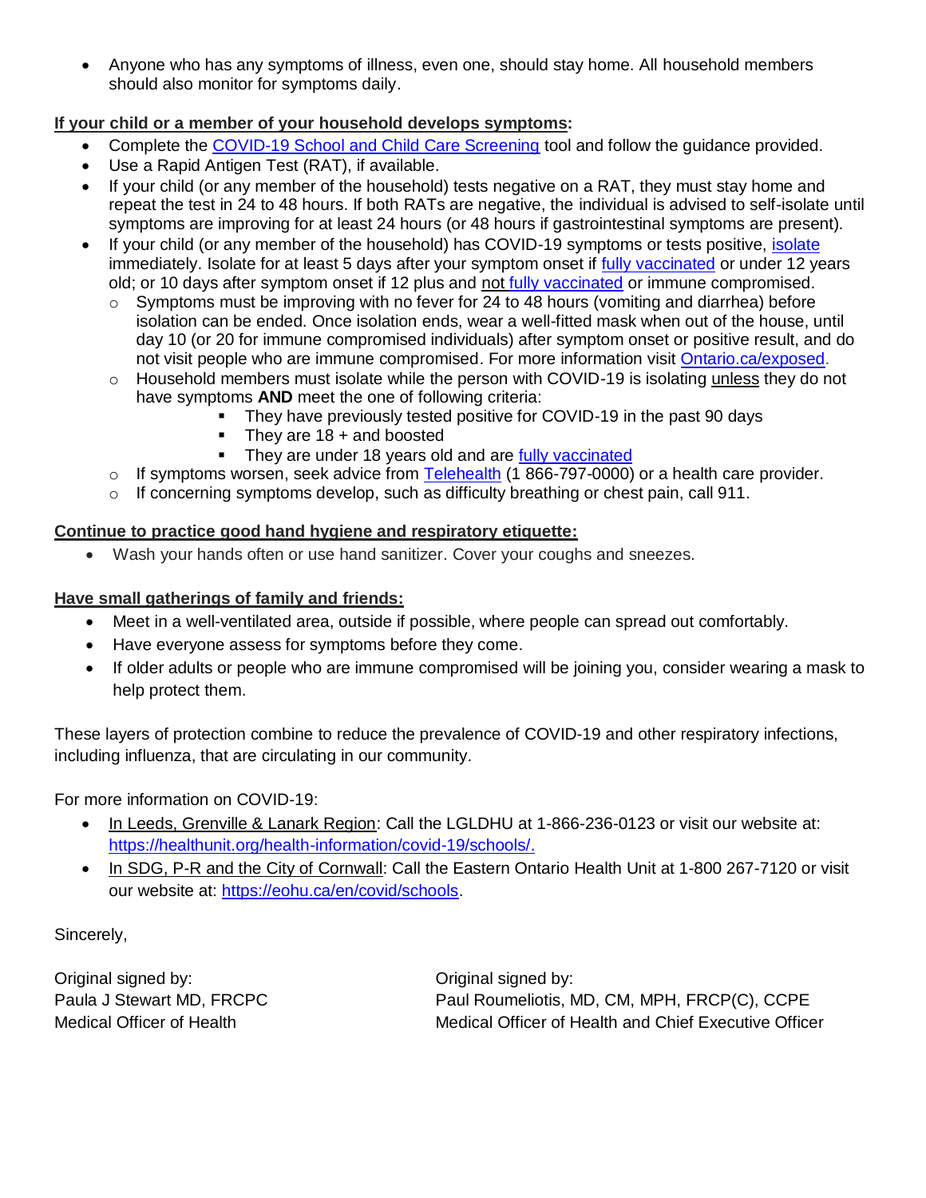- Anyone who has any symptoms of illness, even one, should stay home. All household members should also monitor for symptoms daily.

**If your child or a member of your household develops symptoms:**

- Complete the [COVID-19 School and Child Care Screening]() tool and follow the guidance provided.
- Use a Rapid Antigen Test (RAT), if available.
- If your child (or any member of the household) tests negative on a RAT, they must stay home and repeat the test in 24 to 48 hours. If both RATs are negative, the individual is advised to self-isolate until symptoms are improving for at least 24 hours (or 48 hours if gastrointestinal symptoms are present).
- If your child (or any member of the household) has COVID-19 symptoms or tests positive, [isolate]() immediately. Isolate for at least 5 days after your symptom onset if [fully vaccinated]() or under 12 years old; or 10 days after symptom onset if 12 plus and not [fully vaccinated]() or immune compromised.
  - Symptoms must be improving with no fever for 24 to 48 hours (vomiting and diarrhea) before isolation can be ended. Once isolation ends, wear a well-fitted mask when out of the house, until day 10 (or 20 for immune compromised individuals) after symptom onset or positive result, and do not visit people who are immune compromised. For more information visit [Ontario.ca/exposed]().
  - Household members must isolate while the person with COVID-19 is isolating unless they do not have symptoms **AND** meet the one of following criteria:
    - They have previously tested positive for COVID-19 in the past 90 days
    - They are 18 + and boosted
    - They are under 18 years old and are [fully vaccinated]()
  - If symptoms worsen, seek advice from [Telehealth]() (1 866-797-0000) or a health care provider.
  - If concerning symptoms develop, such as difficulty breathing or chest pain, call 911.

**Continue to practice good hand hygiene and respiratory etiquette:**

- Wash your hands often or use hand sanitizer. Cover your coughs and sneezes.

**Have small gatherings of family and friends:**

- Meet in a well-ventilated area, outside if possible, where people can spread out comfortably.
- Have everyone assess for symptoms before they come.
- If older adults or people who are immune compromised will be joining you, consider wearing a mask to help protect them.

These layers of protection combine to reduce the prevalence of COVID-19 and other respiratory infections, including influenza, that are circulating in our community.

For more information on COVID-19:

- In Leeds, Grenville & Lanark Region: Call the LGLDHU at 1-866-236-0123 or visit our website at: https://healthunit.org/health-information/covid-19/schools/.
- In SDG, P-R and the City of Cornwall: Call the Eastern Ontario Health Unit at 1-800 267-7120 or visit our website at: https://eohu.ca/en/covid/schools.

Sincerely,

Original signed by:
Paula J Stewart MD, FRCPC
Medical Officer of Health

Original signed by:
Paul Roumeliotis, MD, CM, MPH, FRCP(C), CCPE
Medical Officer of Health and Chief Executive Officer